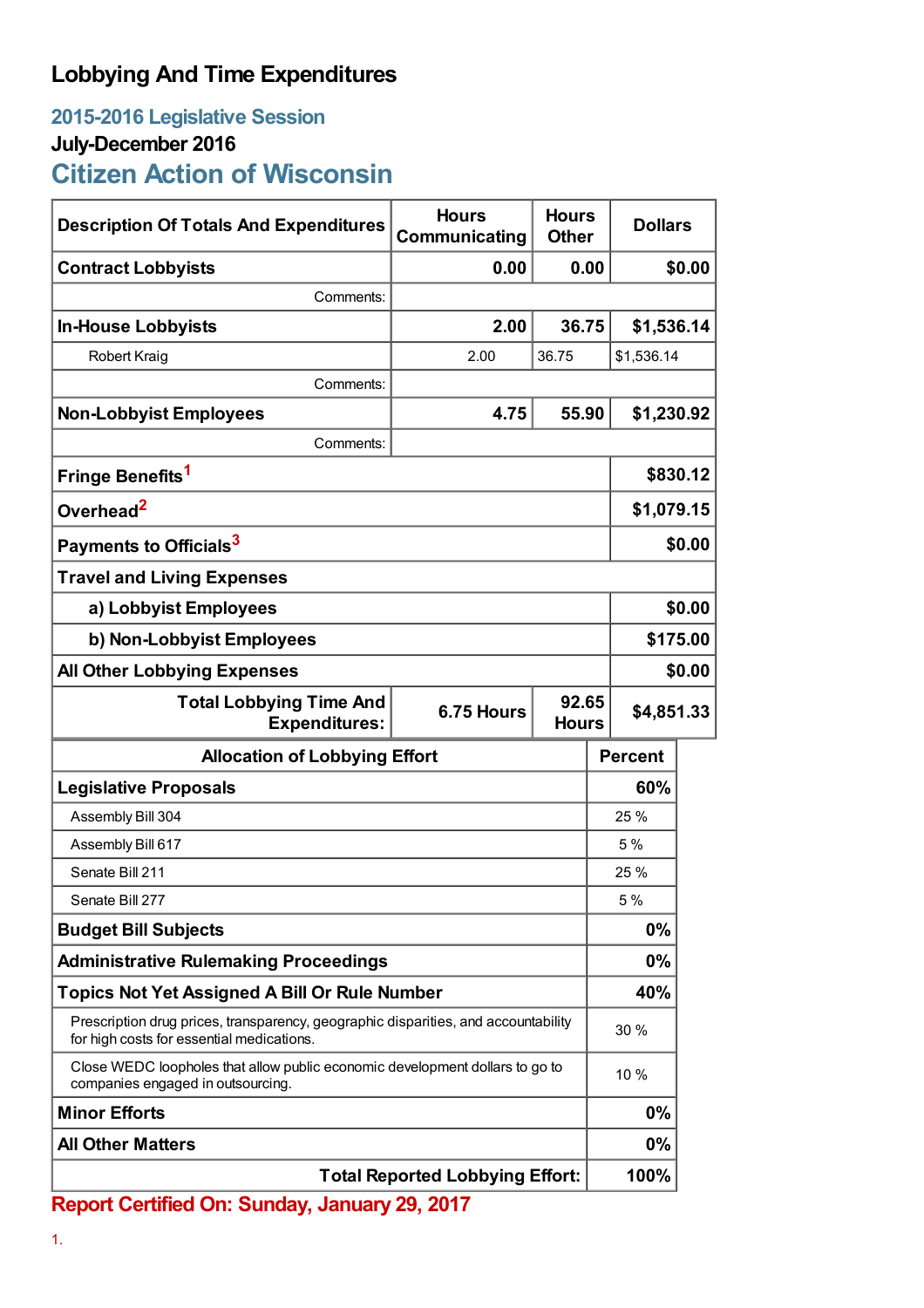# Lobbying And Time Expenditures

## 2015-2016 Legislative Session

### July-December 2016

## Citizen Action of Wisconsin

| Description Of Totals And Expenditures | Hours Communicating | Hours Other | Dollars |
|---|---|---|---|
| **Contract Lobbyists** | **0.00** | **0.00** | **$0.00** |
| Comments: | | | |
| **In-House Lobbyists** | **2.00** | **36.75** | **$1,536.14** |
| Robert Kraig | 2.00 | 36.75 | $1,536.14 |
| Comments: | | | |
| **Non-Lobbyist Employees** | **4.75** | **55.90** | **$1,230.92** |
| Comments: | | | |
| **Fringe Benefits**[1] | | | **$830.12** |
| **Overhead**[2] | | | **$1,079.15** |
| **Payments to Officials**[3] | | | **$0.00** |
| **Travel and Living Expenses** | | | |
| **a) Lobbyist Employees** | | | **$0.00** |
| **b) Non-Lobbyist Employees** | | | **$175.00** |
| **All Other Lobbying Expenses** | | | **$0.00** |
| **Total Lobbying Time And Expenditures:** | **6.75 Hours** | **92.65 Hours** | **$4,851.33** |

| Allocation of Lobbying Effort | Percent |
|---|---|
| **Legislative Proposals** | **60%** |
| Assembly Bill 304 | 25 % |
| Assembly Bill 617 | 5 % |
| Senate Bill 211 | 25 % |
| Senate Bill 277 | 5 % |
| **Budget Bill Subjects** | **0%** |
| **Administrative Rulemaking Proceedings** | **0%** |
| **Topics Not Yet Assigned A Bill Or Rule Number** | **40%** |
| Prescription drug prices, transparency, geographic disparities, and accountability for high costs for essential medications. | 30 % |
| Close WEDC loopholes that allow public economic development dollars to go to companies engaged in outsourcing. | 10 % |
| **Minor Efforts** | **0%** |
| **All Other Matters** | **0%** |
| **Total Reported Lobbying Effort:** | **100%** |

**Report Certified On: Sunday, January 29, 2017**

1.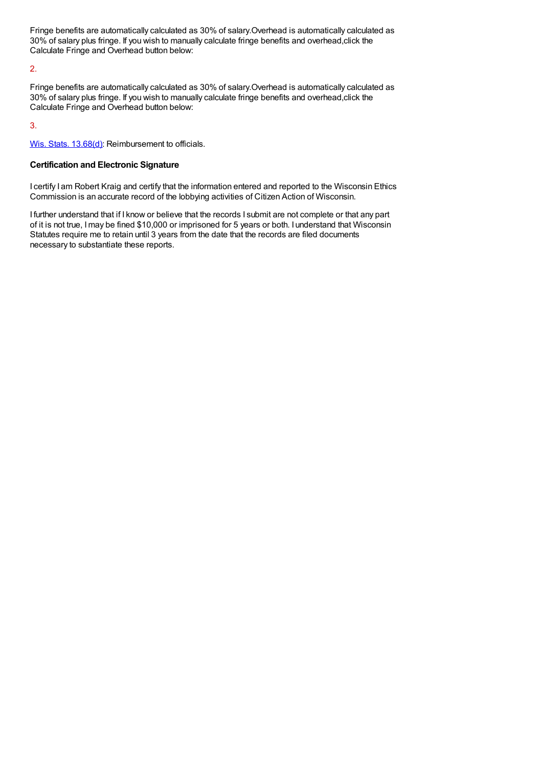Fringe benefits are automatically calculated as 30% of salary.Overhead is automatically calculated as 30% of salary plus fringe. If you wish to manually calculate fringe benefits and overhead,click the Calculate Fringe and Overhead button below:

2.

Fringe benefits are automatically calculated as 30% of salary.Overhead is automatically calculated as 30% of salary plus fringe. If you wish to manually calculate fringe benefits and overhead,click the Calculate Fringe and Overhead button below:

3.

Wis. Stats. 13.68(d): Reimbursement to officials.

**Certification and Electronic Signature**

I certify I am Robert Kraig and certify that the information entered and reported to the Wisconsin Ethics Commission is an accurate record of the lobbying activities of Citizen Action of Wisconsin.

I further understand that if I know or believe that the records I submit are not complete or that any part of it is not true, I may be fined $10,000 or imprisoned for 5 years or both. I understand that Wisconsin Statutes require me to retain until 3 years from the date that the records are filed documents necessary to substantiate these reports.